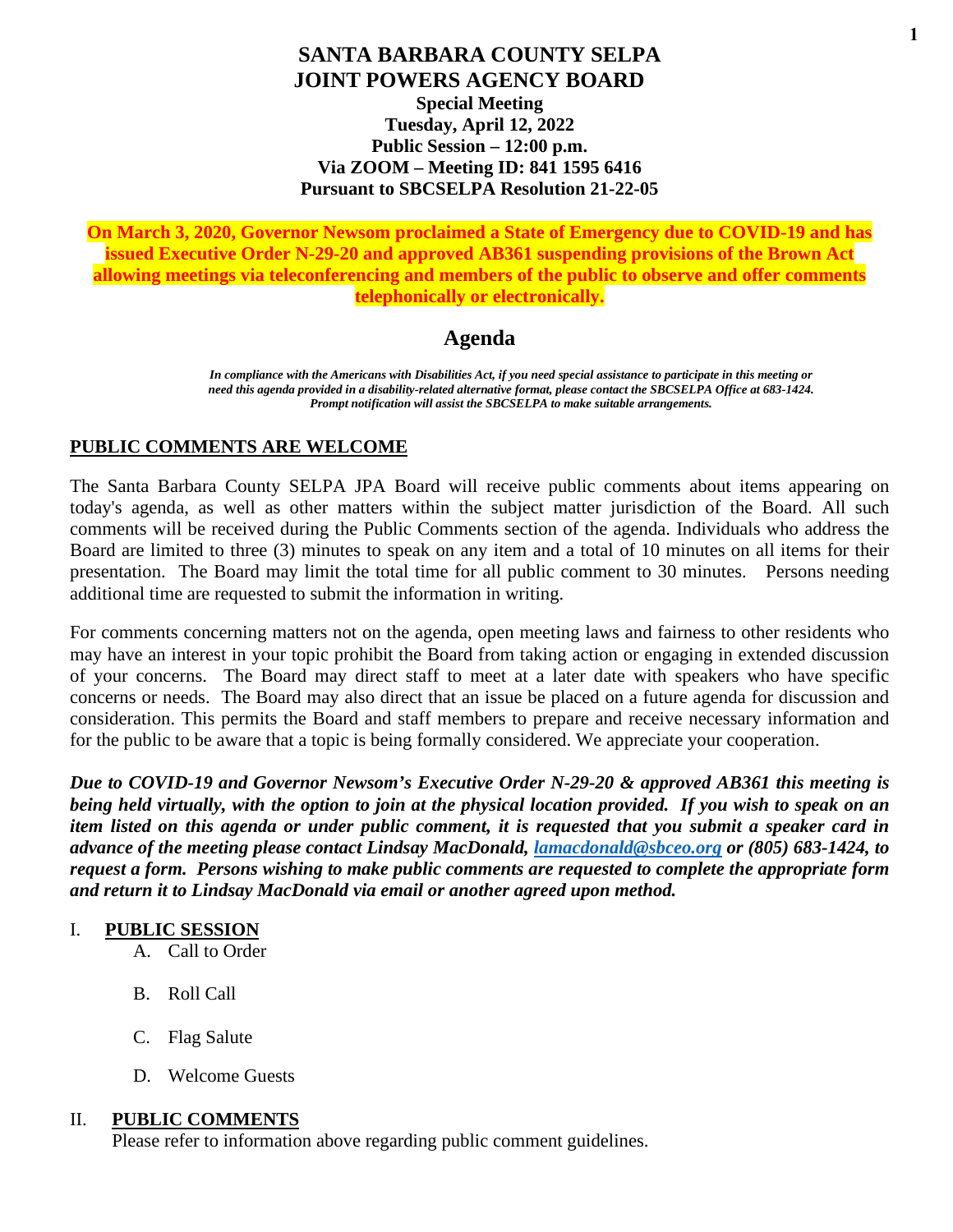# SANTA BARBARA COUNTY SELPA
# JOINT POWERS AGENCY BOARD

**Special Meeting**
**Tuesday, April 12, 2022**
**Public Session – 12:00 p.m.**
**Via ZOOM – Meeting ID: 841 1595 6416**
**Pursuant to SBCSELPA Resolution 21-22-05**

**On March 3, 2020, Governor Newsom proclaimed a State of Emergency due to COVID-19 and has issued Executive Order N-29-20 and approved AB361 suspending provisions of the Brown Act allowing meetings via teleconferencing and members of the public to observe and offer comments telephonically or electronically.**

## Agenda

***In compliance with the Americans with Disabilities Act, if you need special assistance to participate in this meeting or need this agenda provided in a disability-related alternative format, please contact the SBCSELPA Office at 683-1424. Prompt notification will assist the SBCSELPA to make suitable arrangements.***

### PUBLIC COMMENTS ARE WELCOME

The Santa Barbara County SELPA JPA Board will receive public comments about items appearing on today's agenda, as well as other matters within the subject matter jurisdiction of the Board. All such comments will be received during the Public Comments section of the agenda. Individuals who address the Board are limited to three (3) minutes to speak on any item and a total of 10 minutes on all items for their presentation. The Board may limit the total time for all public comment to 30 minutes. Persons needing additional time are requested to submit the information in writing.

For comments concerning matters not on the agenda, open meeting laws and fairness to other residents who may have an interest in your topic prohibit the Board from taking action or engaging in extended discussion of your concerns. The Board may direct staff to meet at a later date with speakers who have specific concerns or needs. The Board may also direct that an issue be placed on a future agenda for discussion and consideration. This permits the Board and staff members to prepare and receive necessary information and for the public to be aware that a topic is being formally considered. We appreciate your cooperation.

***Due to COVID-19 and Governor Newsom's Executive Order N-29-20 & approved AB361 this meeting is being held virtually, with the option to join at the physical location provided. If you wish to speak on an item listed on this agenda or under public comment, it is requested that you submit a speaker card in advance of the meeting please contact Lindsay MacDonald, lamacdonald@sbceo.org or (805) 683-1424, to request a form. Persons wishing to make public comments are requested to complete the appropriate form and return it to Lindsay MacDonald via email or another agreed upon method.***

I. **PUBLIC SESSION**

   A. Call to Order

   B. Roll Call

   C. Flag Salute

   D. Welcome Guests

II. **PUBLIC COMMENTS**

   Please refer to information above regarding public comment guidelines.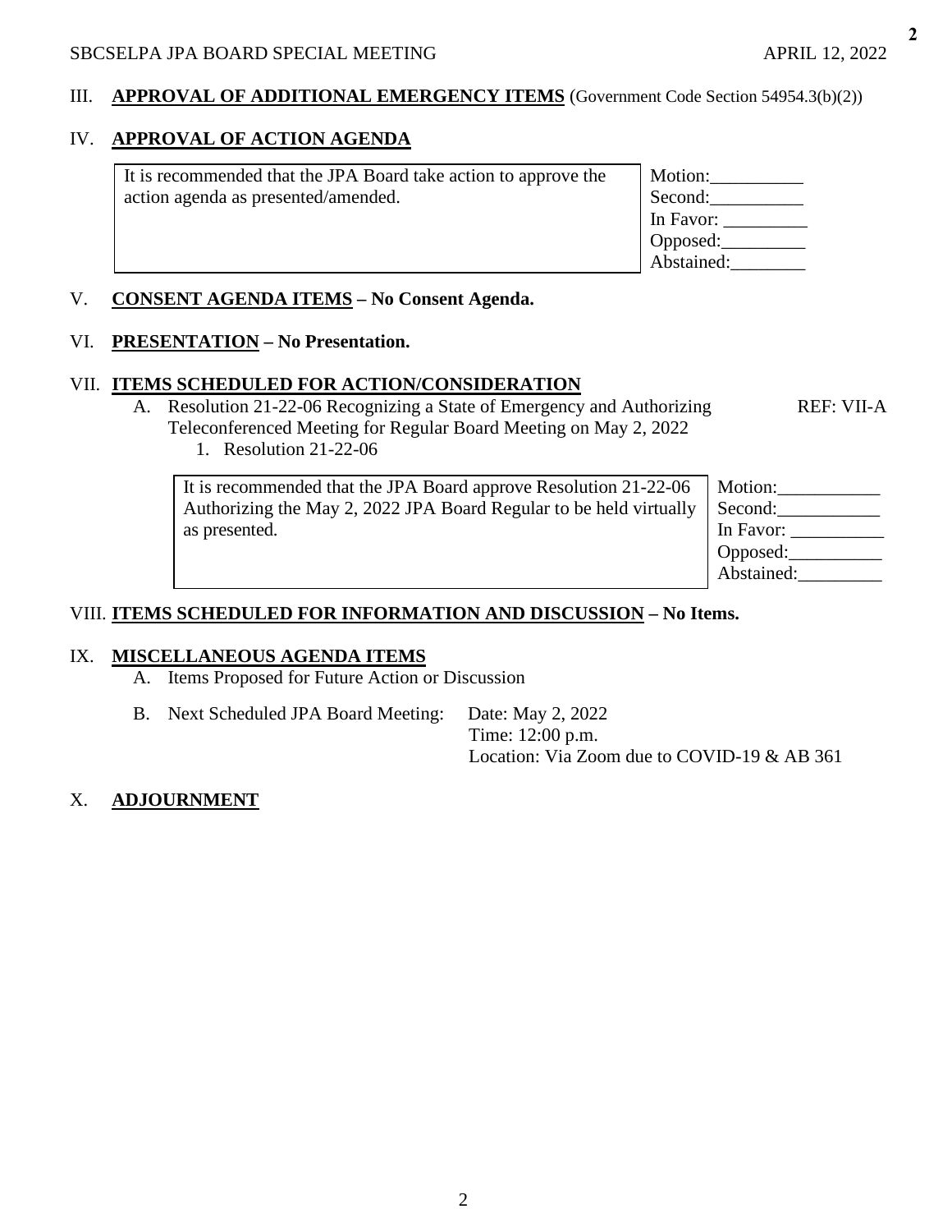III. **APPROVAL OF ADDITIONAL EMERGENCY ITEMS** (Government Code Section 54954.3(b)(2))

IV. **APPROVAL OF ACTION AGENDA**

| It is recommended that the JPA Board take action to approve the action agenda as presented/amended. | Motion:\_\_\_\_\_\_\_\_\_\_<br>Second:\_\_\_\_\_\_\_\_\_\_<br>In Favor: \_\_\_\_\_\_\_\_\_<br>Opposed:\_\_\_\_\_\_\_\_\_<br>Abstained:\_\_\_\_\_\_\_\_ |
|---|---|

V. **CONSENT AGENDA ITEMS – No Consent Agenda.**

VI. **PRESENTATION – No Presentation.**

VII. **ITEMS SCHEDULED FOR ACTION/CONSIDERATION**

A. Resolution 21-22-06 Recognizing a State of Emergency and Authorizing Teleconferenced Meeting for Regular Board Meeting on May 2, 2022 — REF: VII-A

1. Resolution 21-22-06

| It is recommended that the JPA Board approve Resolution 21-22-06 Authorizing the May 2, 2022 JPA Board Regular to be held virtually as presented. | Motion:\_\_\_\_\_\_\_\_\_\_\_<br>Second:\_\_\_\_\_\_\_\_\_\_\_<br>In Favor: \_\_\_\_\_\_\_\_\_\_<br>Opposed:\_\_\_\_\_\_\_\_\_\_<br>Abstained:\_\_\_\_\_\_\_\_\_ |
|---|---|

VIII. **ITEMS SCHEDULED FOR INFORMATION AND DISCUSSION – No Items.**

IX. **MISCELLANEOUS AGENDA ITEMS**

A. Items Proposed for Future Action or Discussion

B. Next Scheduled JPA Board Meeting:
Date: May 2, 2022
Time: 12:00 p.m.
Location: Via Zoom due to COVID-19 & AB 361

X. **ADJOURNMENT**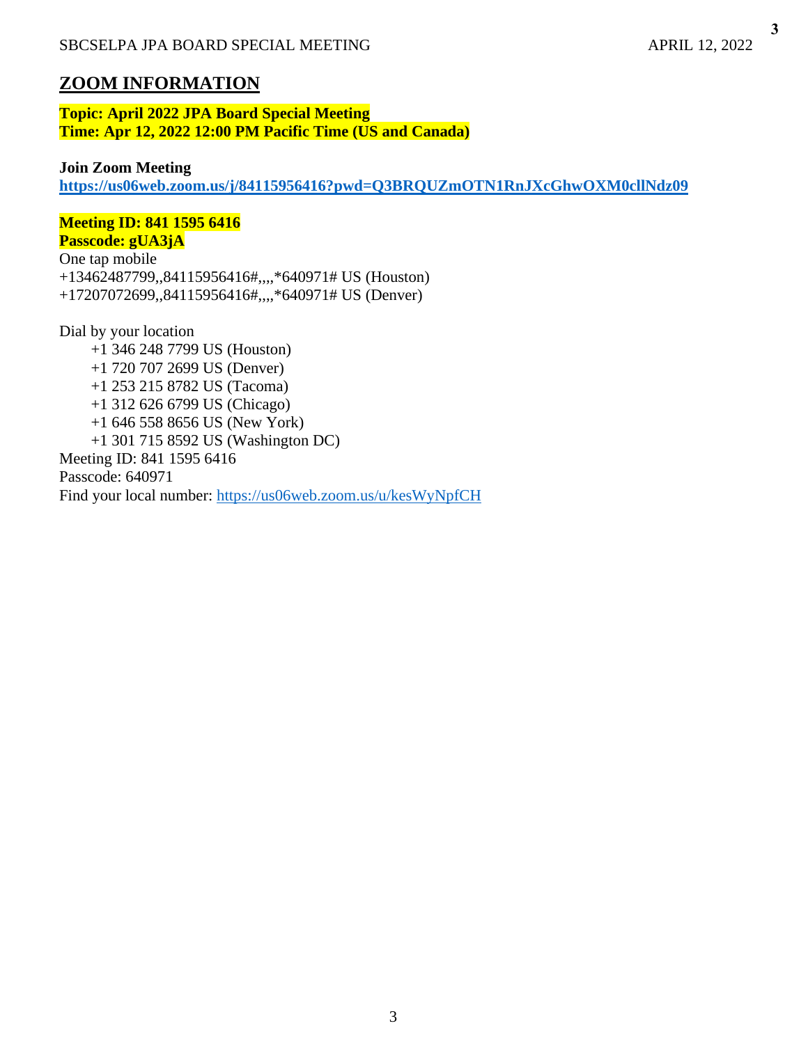## ZOOM INFORMATION

**Topic: April 2022 JPA Board Special Meeting**
**Time: Apr 12, 2022 12:00 PM Pacific Time (US and Canada)**

**Join Zoom Meeting**
**https://us06web.zoom.us/j/84115956416?pwd=Q3BRQUZmOTN1RnJXcGhwOXM0cllNdz09**

**Meeting ID: 841 1595 6416**
**Passcode: gUA3jA**
One tap mobile
+13462487799,,84115956416#,,,,*640971# US (Houston)
+17207072699,,84115956416#,,,,*640971# US (Denver)

Dial by your location
+1 346 248 7799 US (Houston)
+1 720 707 2699 US (Denver)
+1 253 215 8782 US (Tacoma)
+1 312 626 6799 US (Chicago)
+1 646 558 8656 US (New York)
+1 301 715 8592 US (Washington DC)
Meeting ID: 841 1595 6416
Passcode: 640971
Find your local number: https://us06web.zoom.us/u/kesWyNpfCH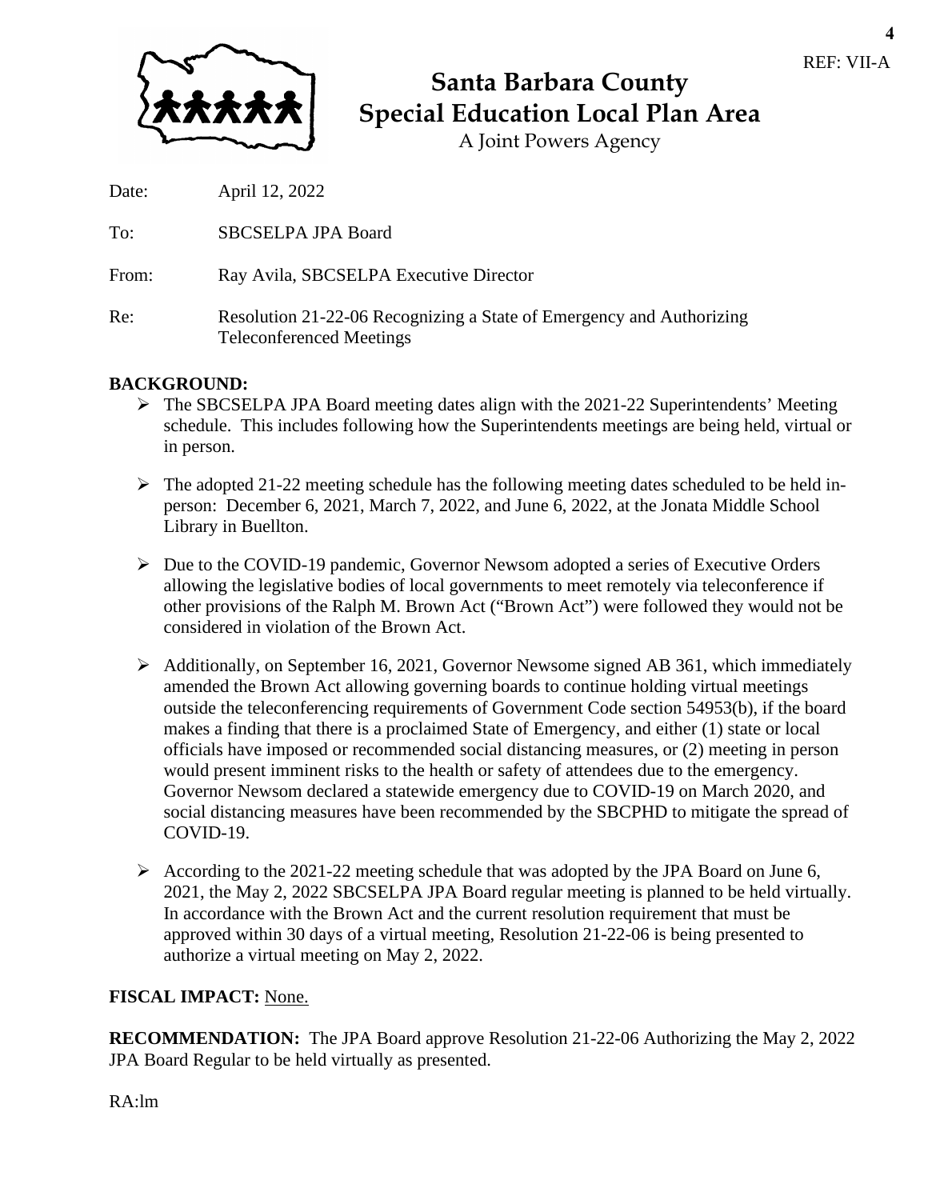REF: VII-A

# Santa Barbara County Special Education Local Plan Area

A Joint Powers Agency

Date: April 12, 2022

To: SBCSELPA JPA Board

From: Ray Avila, SBCSELPA Executive Director

Re: Resolution 21-22-06 Recognizing a State of Emergency and Authorizing Teleconferenced Meetings

**BACKGROUND:**

- The SBCSELPA JPA Board meeting dates align with the 2021-22 Superintendents' Meeting schedule. This includes following how the Superintendents meetings are being held, virtual or in person.

- The adopted 21-22 meeting schedule has the following meeting dates scheduled to be held in-person: December 6, 2021, March 7, 2022, and June 6, 2022, at the Jonata Middle School Library in Buellton.

- Due to the COVID-19 pandemic, Governor Newsom adopted a series of Executive Orders allowing the legislative bodies of local governments to meet remotely via teleconference if other provisions of the Ralph M. Brown Act ("Brown Act") were followed they would not be considered in violation of the Brown Act.

- Additionally, on September 16, 2021, Governor Newsome signed AB 361, which immediately amended the Brown Act allowing governing boards to continue holding virtual meetings outside the teleconferencing requirements of Government Code section 54953(b), if the board makes a finding that there is a proclaimed State of Emergency, and either (1) state or local officials have imposed or recommended social distancing measures, or (2) meeting in person would present imminent risks to the health or safety of attendees due to the emergency. Governor Newsom declared a statewide emergency due to COVID-19 on March 2020, and social distancing measures have been recommended by the SBCPHD to mitigate the spread of COVID-19.

- According to the 2021-22 meeting schedule that was adopted by the JPA Board on June 6, 2021, the May 2, 2022 SBCSELPA JPA Board regular meeting is planned to be held virtually. In accordance with the Brown Act and the current resolution requirement that must be approved within 30 days of a virtual meeting, Resolution 21-22-06 is being presented to authorize a virtual meeting on May 2, 2022.

**FISCAL IMPACT:** None.

**RECOMMENDATION:** The JPA Board approve Resolution 21-22-06 Authorizing the May 2, 2022 JPA Board Regular to be held virtually as presented.

RA:lm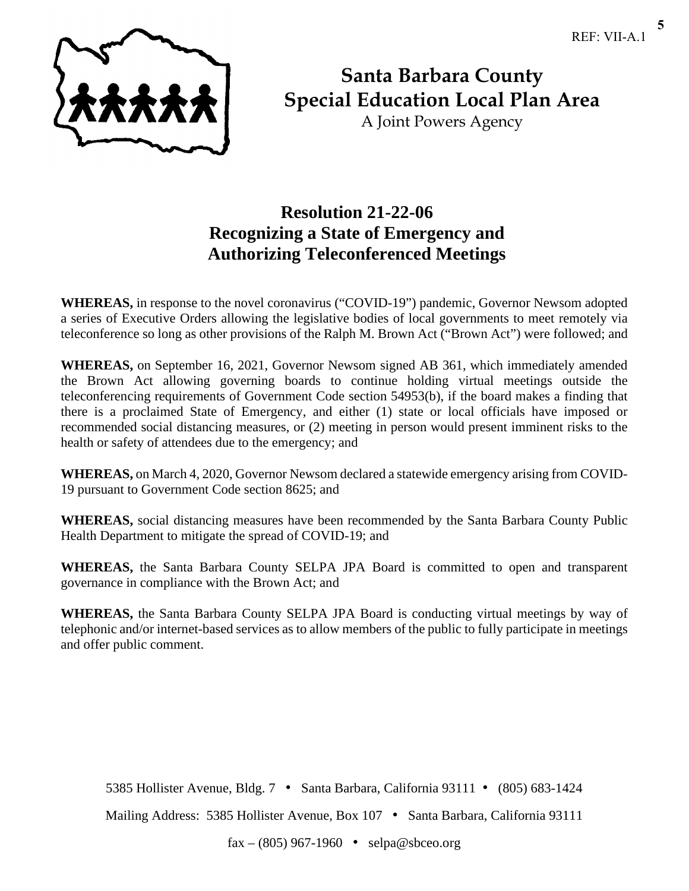REF: VII-A.1

# Santa Barbara County Special Education Local Plan Area

A Joint Powers Agency

## Resolution 21-22-06
## Recognizing a State of Emergency and Authorizing Teleconferenced Meetings

**WHEREAS,** in response to the novel coronavirus ("COVID-19") pandemic, Governor Newsom adopted a series of Executive Orders allowing the legislative bodies of local governments to meet remotely via teleconference so long as other provisions of the Ralph M. Brown Act ("Brown Act") were followed; and

**WHEREAS,** on September 16, 2021, Governor Newsom signed AB 361, which immediately amended the Brown Act allowing governing boards to continue holding virtual meetings outside the teleconferencing requirements of Government Code section 54953(b), if the board makes a finding that there is a proclaimed State of Emergency, and either (1) state or local officials have imposed or recommended social distancing measures, or (2) meeting in person would present imminent risks to the health or safety of attendees due to the emergency; and

**WHEREAS,** on March 4, 2020, Governor Newsom declared a statewide emergency arising from COVID-19 pursuant to Government Code section 8625; and

**WHEREAS,** social distancing measures have been recommended by the Santa Barbara County Public Health Department to mitigate the spread of COVID-19; and

**WHEREAS,** the Santa Barbara County SELPA JPA Board is committed to open and transparent governance in compliance with the Brown Act; and

**WHEREAS,** the Santa Barbara County SELPA JPA Board is conducting virtual meetings by way of telephonic and/or internet-based services as to allow members of the public to fully participate in meetings and offer public comment.

5385 Hollister Avenue, Bldg. 7 • Santa Barbara, California 93111 • (805) 683-1424

Mailing Address: 5385 Hollister Avenue, Box 107 • Santa Barbara, California 93111

fax – (805) 967-1960 • selpa@sbceo.org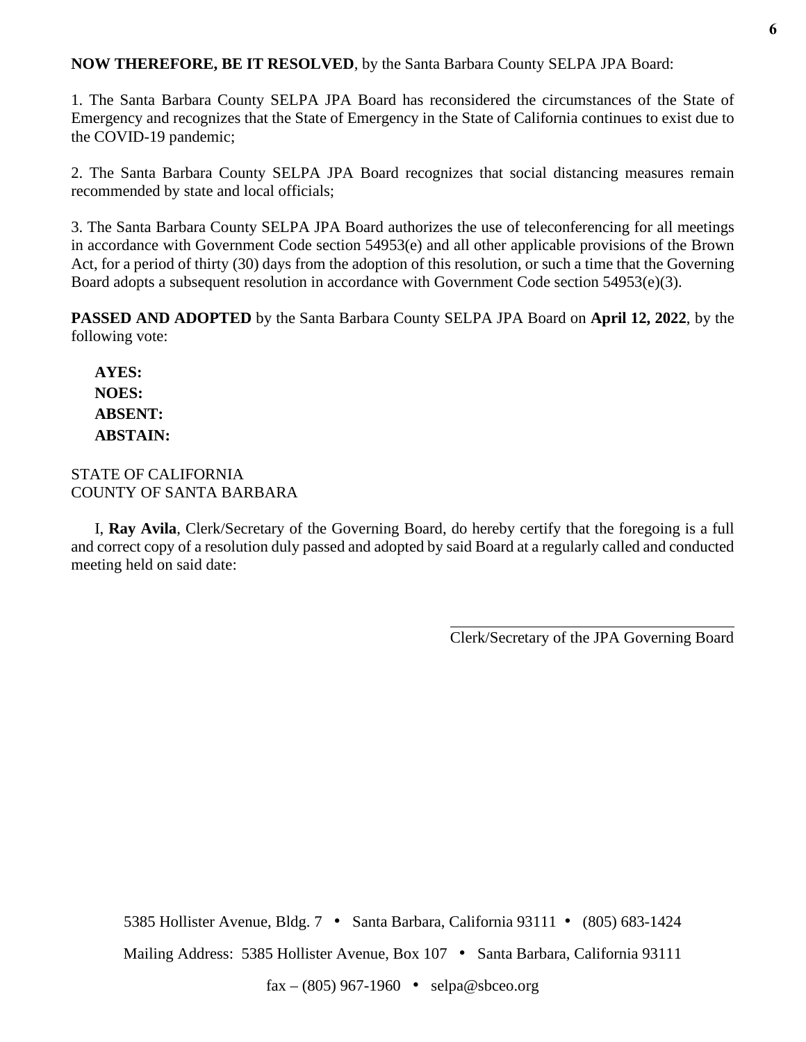**NOW THEREFORE, BE IT RESOLVED**, by the Santa Barbara County SELPA JPA Board:

1. The Santa Barbara County SELPA JPA Board has reconsidered the circumstances of the State of Emergency and recognizes that the State of Emergency in the State of California continues to exist due to the COVID-19 pandemic;

2. The Santa Barbara County SELPA JPA Board recognizes that social distancing measures remain recommended by state and local officials;

3. The Santa Barbara County SELPA JPA Board authorizes the use of teleconferencing for all meetings in accordance with Government Code section 54953(e) and all other applicable provisions of the Brown Act, for a period of thirty (30) days from the adoption of this resolution, or such a time that the Governing Board adopts a subsequent resolution in accordance with Government Code section 54953(e)(3).

**PASSED AND ADOPTED** by the Santa Barbara County SELPA JPA Board on **April 12, 2022**, by the following vote:

**AYES:**
**NOES:**
**ABSENT:**
**ABSTAIN:**

STATE OF CALIFORNIA
COUNTY OF SANTA BARBARA

I, **Ray Avila**, Clerk/Secretary of the Governing Board, do hereby certify that the foregoing is a full and correct copy of a resolution duly passed and adopted by said Board at a regularly called and conducted meeting held on said date:

\_\_\_\_\_\_\_\_\_\_\_\_\_\_\_\_\_\_\_\_\_\_\_\_\_\_\_\_\_\_\_\_\_\_\_\_
Clerk/Secretary of the JPA Governing Board

5385 Hollister Avenue, Bldg. 7 • Santa Barbara, California 93111 • (805) 683-1424

Mailing Address: 5385 Hollister Avenue, Box 107 • Santa Barbara, California 93111

fax – (805) 967-1960 • selpa@sbceo.org